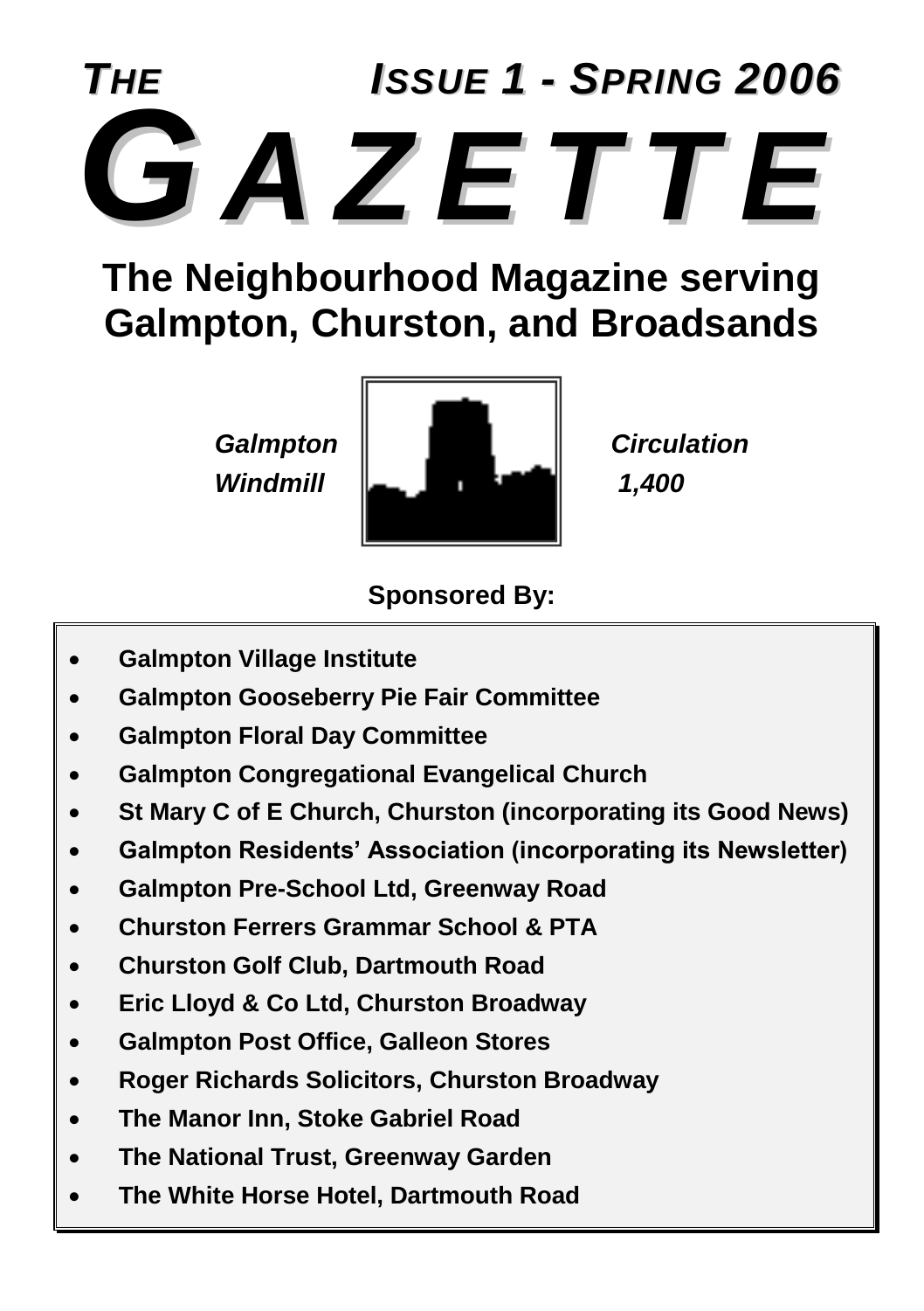# *THE GAZETTE*

*ISSUE 1 - SPRING 2006*

## The Neighbourhood Magazine serving Galmpton, Churston, and Broadsands

*Galmpton Windmill*

*Circulation 1,400*

**Sponsored By:**

- **Galmpton Village Institute**
- **Galmpton Gooseberry Pie Fair Committee**
- **Galmpton Floral Day Committee**
- **Galmpton Congregational Evangelical Church**
- **St Mary C of E Church, Churston (incorporating its Good News)**
- **Galmpton Residents' Association (incorporating its Newsletter)**
- **Galmpton Pre-School Ltd, Greenway Road**
- **Churston Ferrers Grammar School & PTA**
- **Churston Golf Club, Dartmouth Road**
- **Eric Lloyd & Co Ltd, Churston Broadway**
- **Galmpton Post Office, Galleon Stores**
- **Roger Richards Solicitors, Churston Broadway**
- **The Manor Inn, Stoke Gabriel Road**
- **The National Trust, Greenway Garden**
- **The White Horse Hotel, Dartmouth Road**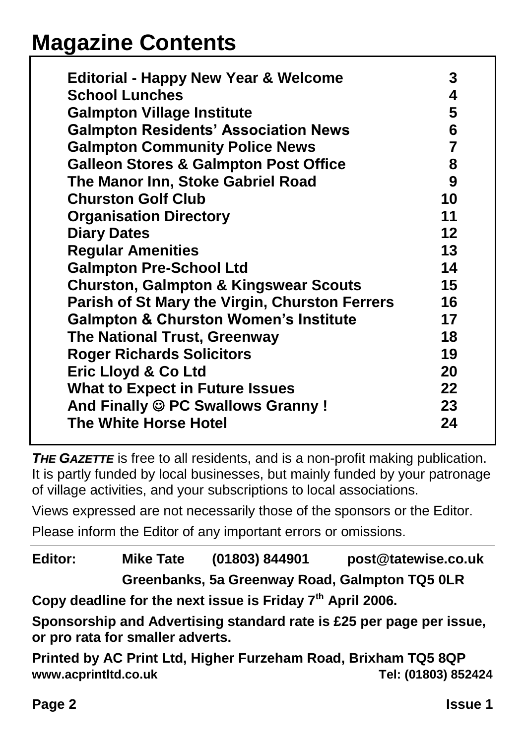# Magazine Contents

| | |
|---|---|
| **Editorial - Happy New Year & Welcome** | **3** |
| **School Lunches** | **4** |
| **Galmpton Village Institute** | **5** |
| **Galmpton Residents' Association News** | **6** |
| **Galmpton Community Police News** | **7** |
| **Galleon Stores & Galmpton Post Office** | **8** |
| **The Manor Inn, Stoke Gabriel Road** | **9** |
| **Churston Golf Club** | **10** |
| **Organisation Directory** | **11** |
| **Diary Dates** | **12** |
| **Regular Amenities** | **13** |
| **Galmpton Pre-School Ltd** | **14** |
| **Churston, Galmpton & Kingswear Scouts** | **15** |
| **Parish of St Mary the Virgin, Churston Ferrers** | **16** |
| **Galmpton & Churston Women's Institute** | **17** |
| **The National Trust, Greenway** | **18** |
| **Roger Richards Solicitors** | **19** |
| **Eric Lloyd & Co Ltd** | **20** |
| **What to Expect in Future Issues** | **22** |
| **And Finally ☺ PC Swallows Granny !** | **23** |
| **The White Horse Hotel** | **24** |

***THE GAZETTE*** is free to all residents, and is a non-profit making publication. It is partly funded by local businesses, but mainly funded by your patronage of village activities, and your subscriptions to local associations.

Views expressed are not necessarily those of the sponsors or the Editor.

Please inform the Editor of any important errors or omissions.

---

**Editor: Mike Tate (01803) 844901 post@tatewise.co.uk**
**Greenbanks, 5a Greenway Road, Galmpton TQ5 0LR**

**Copy deadline for the next issue is Friday 7th April 2006.**

**Sponsorship and Advertising standard rate is £25 per page per issue, or pro rata for smaller adverts.**

**Printed by AC Print Ltd, Higher Furzeham Road, Brixham TQ5 8QP**
**www.acprintltd.co.uk Tel: (01803) 852424**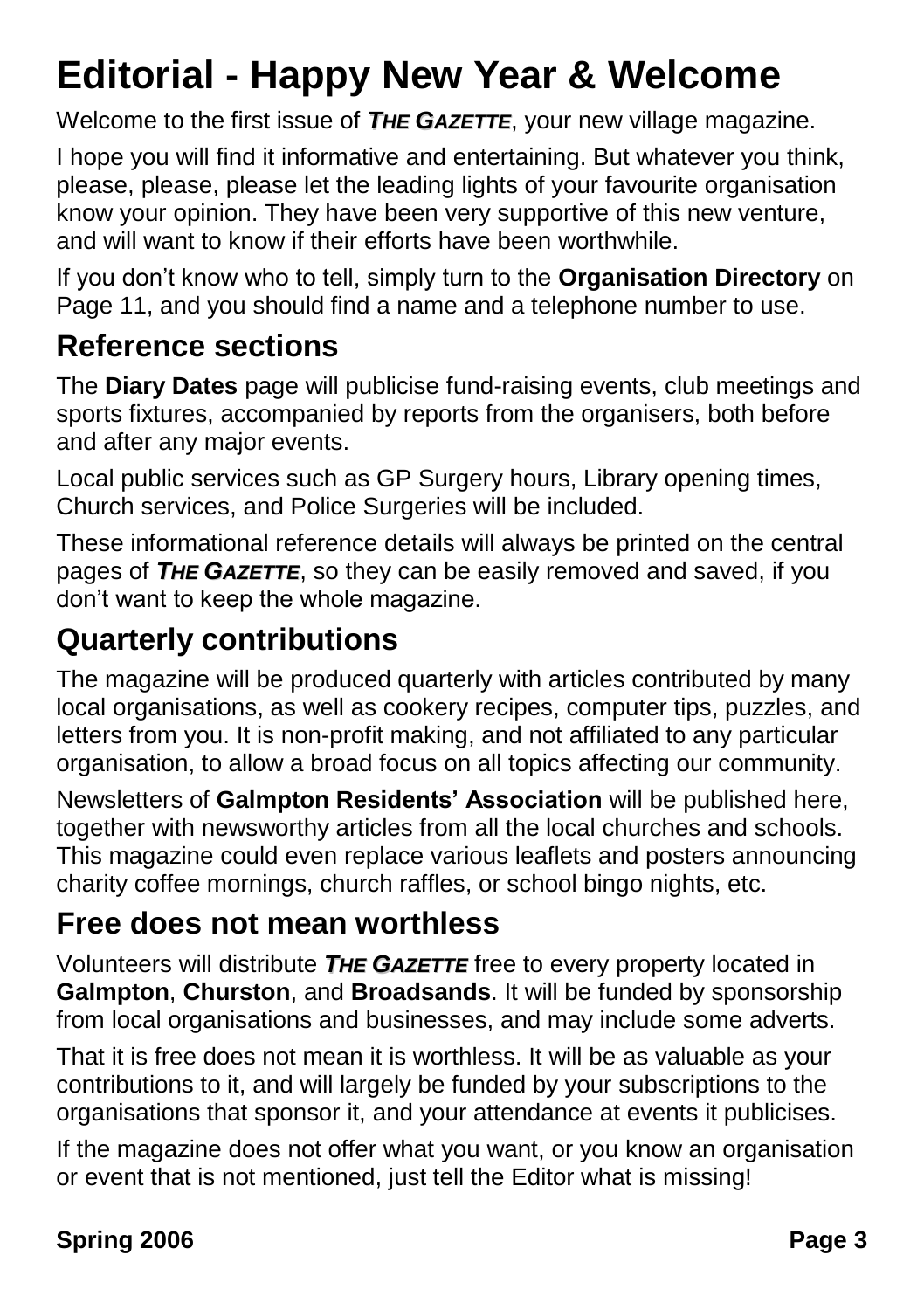# Editorial - Happy New Year & Welcome

Welcome to the first issue of ***THE GAZETTE***, your new village magazine.

I hope you will find it informative and entertaining. But whatever you think, please, please, please let the leading lights of your favourite organisation know your opinion. They have been very supportive of this new venture, and will want to know if their efforts have been worthwhile.

If you don't know who to tell, simply turn to the **Organisation Directory** on Page 11, and you should find a name and a telephone number to use.

## Reference sections

The **Diary Dates** page will publicise fund-raising events, club meetings and sports fixtures, accompanied by reports from the organisers, both before and after any major events.

Local public services such as GP Surgery hours, Library opening times, Church services, and Police Surgeries will be included.

These informational reference details will always be printed on the central pages of ***THE GAZETTE***, so they can be easily removed and saved, if you don't want to keep the whole magazine.

## Quarterly contributions

The magazine will be produced quarterly with articles contributed by many local organisations, as well as cookery recipes, computer tips, puzzles, and letters from you. It is non-profit making, and not affiliated to any particular organisation, to allow a broad focus on all topics affecting our community.

Newsletters of **Galmpton Residents' Association** will be published here, together with newsworthy articles from all the local churches and schools. This magazine could even replace various leaflets and posters announcing charity coffee mornings, church raffles, or school bingo nights, etc.

## Free does not mean worthless

Volunteers will distribute ***THE GAZETTE*** free to every property located in **Galmpton**, **Churston**, and **Broadsands**. It will be funded by sponsorship from local organisations and businesses, and may include some adverts.

That it is free does not mean it is worthless. It will be as valuable as your contributions to it, and will largely be funded by your subscriptions to the organisations that sponsor it, and your attendance at events it publicises.

If the magazine does not offer what you want, or you know an organisation or event that is not mentioned, just tell the Editor what is missing!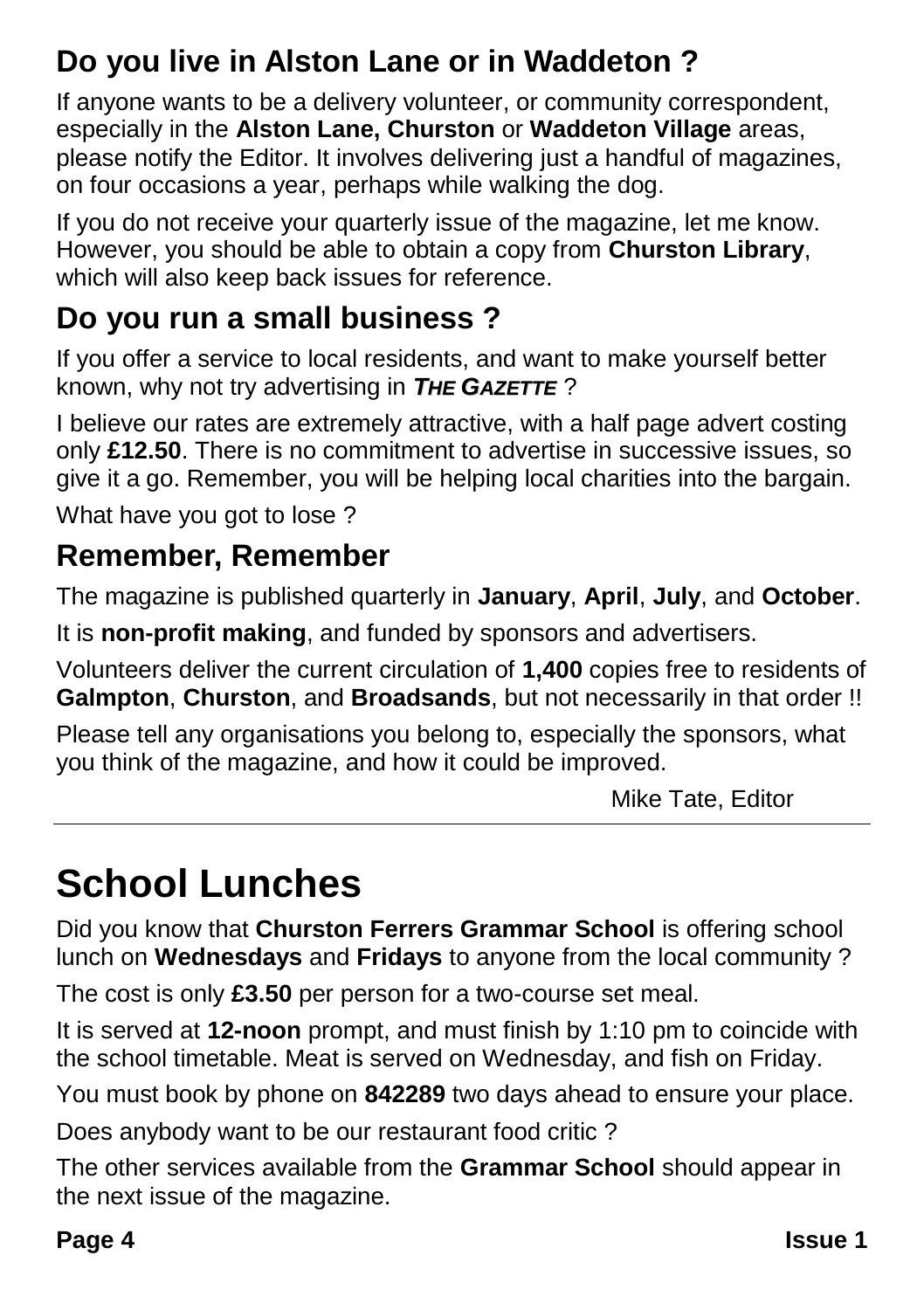## Do you live in Alston Lane or in Waddeton ?

If anyone wants to be a delivery volunteer, or community correspondent, especially in the **Alston Lane, Churston** or **Waddeton Village** areas, please notify the Editor. It involves delivering just a handful of magazines, on four occasions a year, perhaps while walking the dog.

If you do not receive your quarterly issue of the magazine, let me know. However, you should be able to obtain a copy from **Churston Library**, which will also keep back issues for reference.

## Do you run a small business ?

If you offer a service to local residents, and want to make yourself better known, why not try advertising in ***THE GAZETTE*** ?

I believe our rates are extremely attractive, with a half page advert costing only **£12.50**. There is no commitment to advertise in successive issues, so give it a go. Remember, you will be helping local charities into the bargain.

What have you got to lose ?

## Remember, Remember

The magazine is published quarterly in **January**, **April**, **July**, and **October**.

It is **non-profit making**, and funded by sponsors and advertisers.

Volunteers deliver the current circulation of **1,400** copies free to residents of **Galmpton**, **Churston**, and **Broadsands**, but not necessarily in that order !!

Please tell any organisations you belong to, especially the sponsors, what you think of the magazine, and how it could be improved.

Mike Tate, Editor

---

# School Lunches

Did you know that **Churston Ferrers Grammar School** is offering school lunch on **Wednesdays** and **Fridays** to anyone from the local community ?

The cost is only **£3.50** per person for a two-course set meal.

It is served at **12-noon** prompt, and must finish by 1:10 pm to coincide with the school timetable. Meat is served on Wednesday, and fish on Friday.

You must book by phone on **842289** two days ahead to ensure your place.

Does anybody want to be our restaurant food critic ?

The other services available from the **Grammar School** should appear in the next issue of the magazine.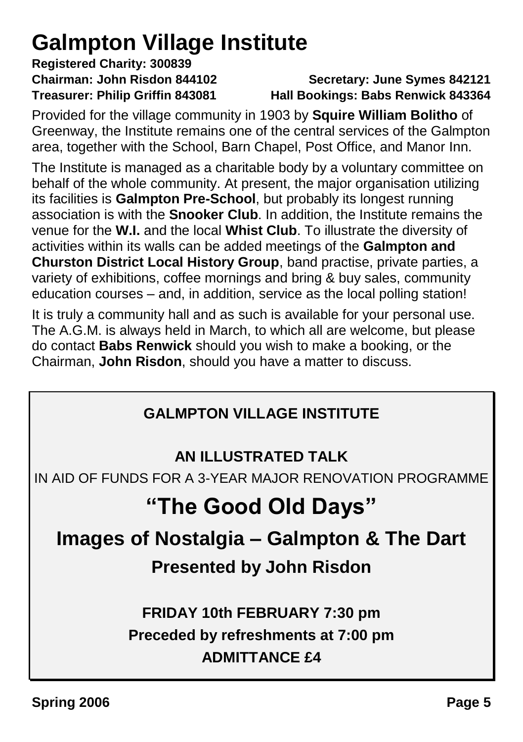# Galmpton Village Institute

**Registered Charity: 300839**
**Chairman: John Risdon 844102** **Secretary: June Symes 842121**
**Treasurer: Philip Griffin 843081** **Hall Bookings: Babs Renwick 843364**

Provided for the village community in 1903 by **Squire William Bolitho** of Greenway, the Institute remains one of the central services of the Galmpton area, together with the School, Barn Chapel, Post Office, and Manor Inn.

The Institute is managed as a charitable body by a voluntary committee on behalf of the whole community. At present, the major organisation utilizing its facilities is **Galmpton Pre-School**, but probably its longest running association is with the **Snooker Club**. In addition, the Institute remains the venue for the **W.I.** and the local **Whist Club**. To illustrate the diversity of activities within its walls can be added meetings of the **Galmpton and Churston District Local History Group**, band practise, private parties, a variety of exhibitions, coffee mornings and bring & buy sales, community education courses – and, in addition, service as the local polling station!

It is truly a community hall and as such is available for your personal use. The A.G.M. is always held in March, to which all are welcome, but please do contact **Babs Renwick** should you wish to make a booking, or the Chairman, **John Risdon**, should you have a matter to discuss.

---

**GALMPTON VILLAGE INSTITUTE**

**AN ILLUSTRATED TALK**

IN AID OF FUNDS FOR A 3-YEAR MAJOR RENOVATION PROGRAMME

## "The Good Old Days"

### Images of Nostalgia – Galmpton & The Dart

### Presented by John Risdon

**FRIDAY 10th FEBRUARY 7:30 pm**

**Preceded by refreshments at 7:00 pm**

**ADMITTANCE £4**

---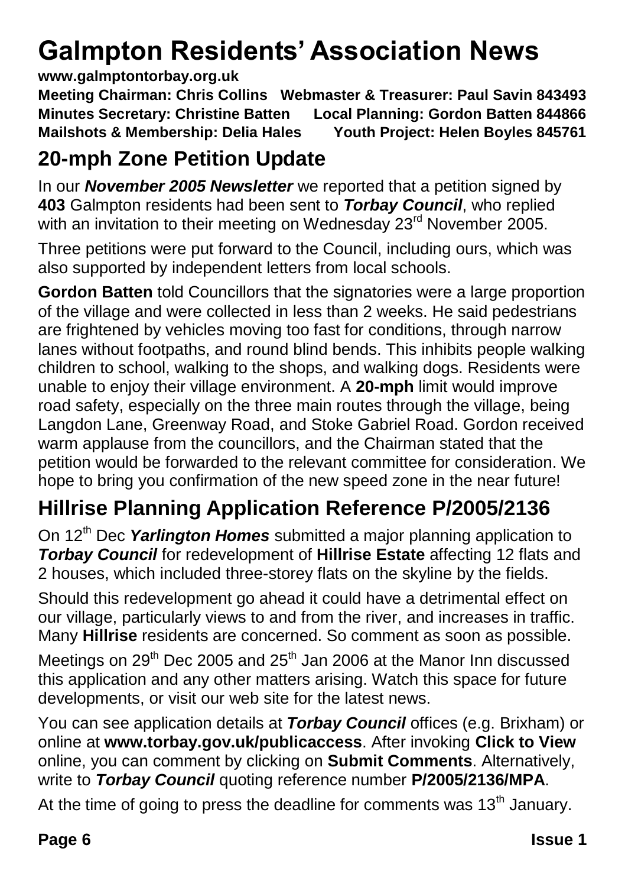# Galmpton Residents' Association News

**www.galmptontorbay.org.uk**

**Meeting Chairman: Chris Collins Webmaster & Treasurer: Paul Savin 843493**
**Minutes Secretary: Christine Batten Local Planning: Gordon Batten 844866**
**Mailshots & Membership: Delia Hales Youth Project: Helen Boyles 845761**

## 20-mph Zone Petition Update

In our ***November 2005 Newsletter*** we reported that a petition signed by **403** Galmpton residents had been sent to ***Torbay Council***, who replied with an invitation to their meeting on Wednesday 23rd November 2005.

Three petitions were put forward to the Council, including ours, which was also supported by independent letters from local schools.

**Gordon Batten** told Councillors that the signatories were a large proportion of the village and were collected in less than 2 weeks. He said pedestrians are frightened by vehicles moving too fast for conditions, through narrow lanes without footpaths, and round blind bends. This inhibits people walking children to school, walking to the shops, and walking dogs. Residents were unable to enjoy their village environment. A **20-mph** limit would improve road safety, especially on the three main routes through the village, being Langdon Lane, Greenway Road, and Stoke Gabriel Road. Gordon received warm applause from the councillors, and the Chairman stated that the petition would be forwarded to the relevant committee for consideration. We hope to bring you confirmation of the new speed zone in the near future!

## Hillrise Planning Application Reference P/2005/2136

On 12th Dec ***Yarlington Homes*** submitted a major planning application to ***Torbay Council*** for redevelopment of **Hillrise Estate** affecting 12 flats and 2 houses, which included three-storey flats on the skyline by the fields.

Should this redevelopment go ahead it could have a detrimental effect on our village, particularly views to and from the river, and increases in traffic. Many **Hillrise** residents are concerned. So comment as soon as possible.

Meetings on 29th Dec 2005 and 25th Jan 2006 at the Manor Inn discussed this application and any other matters arising. Watch this space for future developments, or visit our web site for the latest news.

You can see application details at ***Torbay Council*** offices (e.g. Brixham) or online at **www.torbay.gov.uk/publicaccess**. After invoking **Click to View** online, you can comment by clicking on **Submit Comments**. Alternatively, write to ***Torbay Council*** quoting reference number **P/2005/2136/MPA**.

At the time of going to press the deadline for comments was 13th January.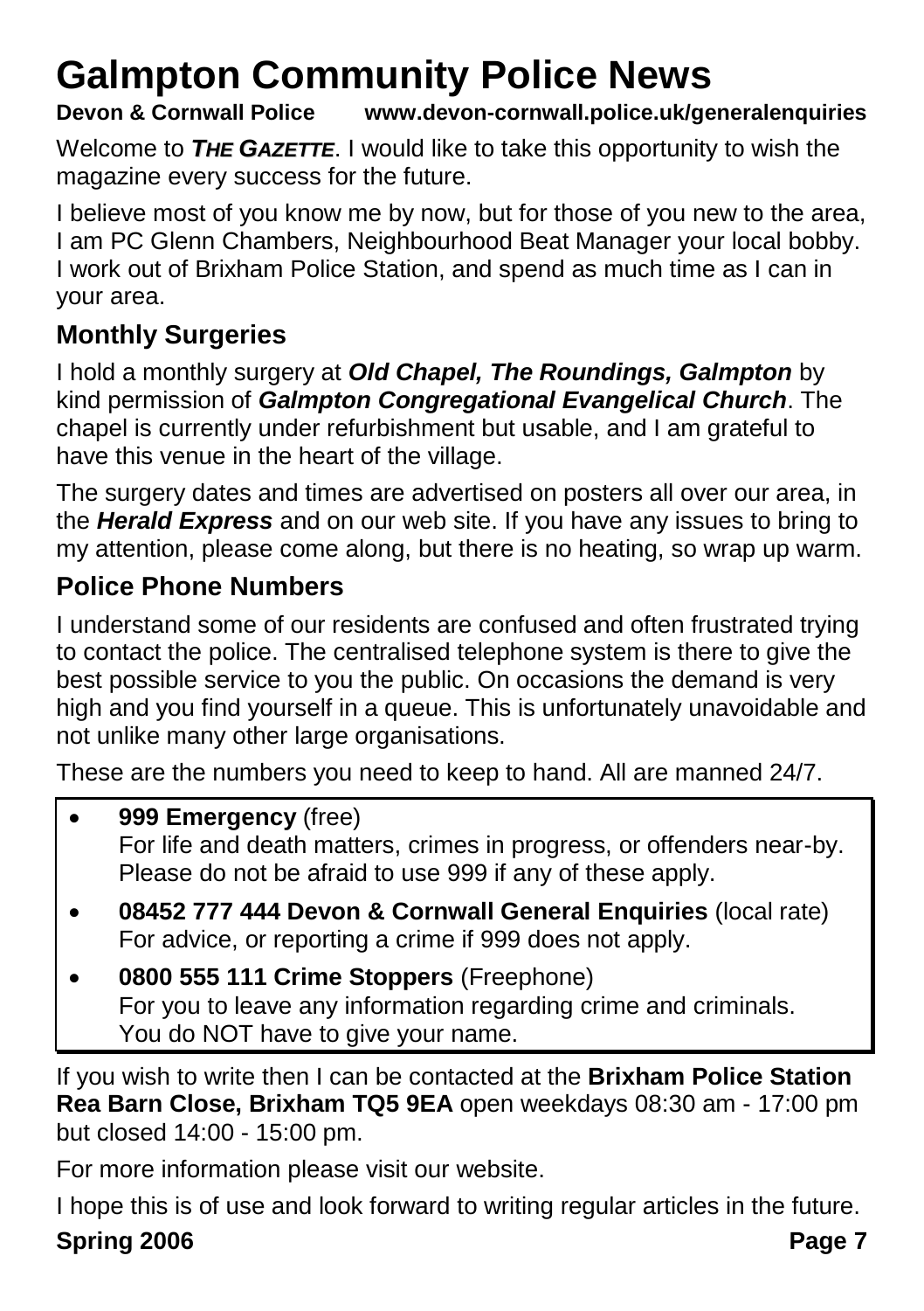# Galmpton Community Police News

**Devon & Cornwall Police www.devon-cornwall.police.uk/generalenquiries**

Welcome to ***THE GAZETTE***. I would like to take this opportunity to wish the magazine every success for the future.

I believe most of you know me by now, but for those of you new to the area, I am PC Glenn Chambers, Neighbourhood Beat Manager your local bobby. I work out of Brixham Police Station, and spend as much time as I can in your area.

## Monthly Surgeries

I hold a monthly surgery at ***Old Chapel, The Roundings, Galmpton*** by kind permission of ***Galmpton Congregational Evangelical Church***. The chapel is currently under refurbishment but usable, and I am grateful to have this venue in the heart of the village.

The surgery dates and times are advertised on posters all over our area, in the ***Herald Express*** and on our web site. If you have any issues to bring to my attention, please come along, but there is no heating, so wrap up warm.

## Police Phone Numbers

I understand some of our residents are confused and often frustrated trying to contact the police. The centralised telephone system is there to give the best possible service to you the public. On occasions the demand is very high and you find yourself in a queue. This is unfortunately unavoidable and not unlike many other large organisations.

These are the numbers you need to keep to hand. All are manned 24/7.

- **999 Emergency** (free)
  For life and death matters, crimes in progress, or offenders near-by. Please do not be afraid to use 999 if any of these apply.
- **08452 777 444 Devon & Cornwall General Enquiries** (local rate)
  For advice, or reporting a crime if 999 does not apply.
- **0800 555 111 Crime Stoppers** (Freephone)
  For you to leave any information regarding crime and criminals. You do NOT have to give your name.

If you wish to write then I can be contacted at the **Brixham Police Station Rea Barn Close, Brixham TQ5 9EA** open weekdays 08:30 am - 17:00 pm but closed 14:00 - 15:00 pm.

For more information please visit our website.

I hope this is of use and look forward to writing regular articles in the future.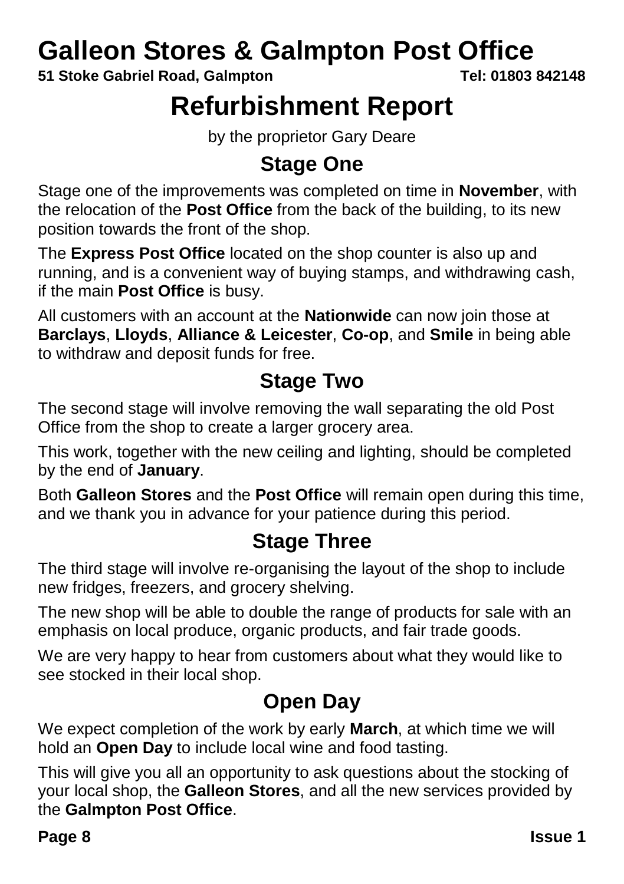# Galleon Stores & Galmpton Post Office

**51 Stoke Gabriel Road, Galmpton** **Tel: 01803 842148**

# Refurbishment Report

by the proprietor Gary Deare

## Stage One

Stage one of the improvements was completed on time in **November**, with the relocation of the **Post Office** from the back of the building, to its new position towards the front of the shop.

The **Express Post Office** located on the shop counter is also up and running, and is a convenient way of buying stamps, and withdrawing cash, if the main **Post Office** is busy.

All customers with an account at the **Nationwide** can now join those at **Barclays**, **Lloyds**, **Alliance & Leicester**, **Co-op**, and **Smile** in being able to withdraw and deposit funds for free.

## Stage Two

The second stage will involve removing the wall separating the old Post Office from the shop to create a larger grocery area.

This work, together with the new ceiling and lighting, should be completed by the end of **January**.

Both **Galleon Stores** and the **Post Office** will remain open during this time, and we thank you in advance for your patience during this period.

## Stage Three

The third stage will involve re-organising the layout of the shop to include new fridges, freezers, and grocery shelving.

The new shop will be able to double the range of products for sale with an emphasis on local produce, organic products, and fair trade goods.

We are very happy to hear from customers about what they would like to see stocked in their local shop.

## Open Day

We expect completion of the work by early **March**, at which time we will hold an **Open Day** to include local wine and food tasting.

This will give you all an opportunity to ask questions about the stocking of your local shop, the **Galleon Stores**, and all the new services provided by the **Galmpton Post Office**.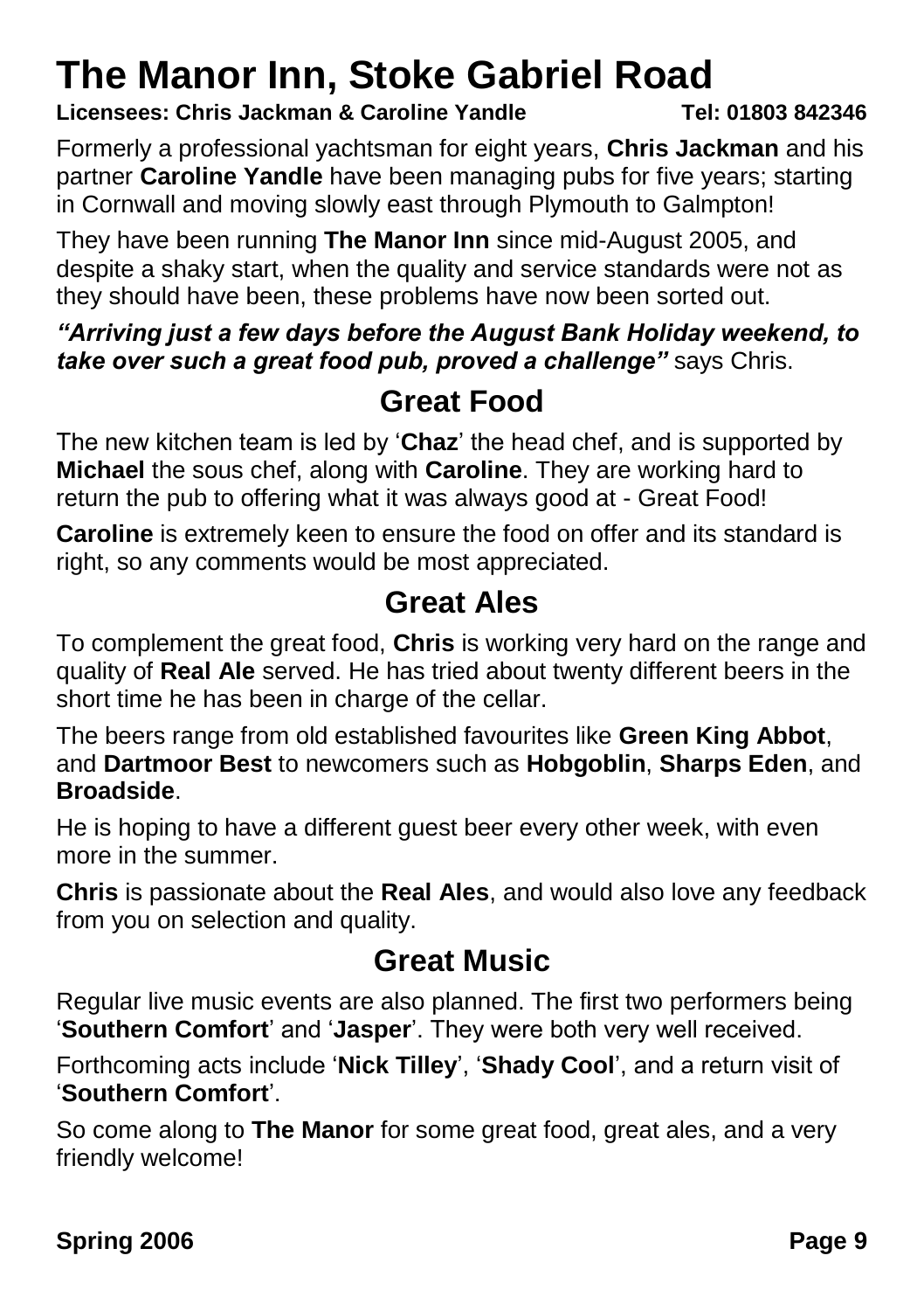# The Manor Inn, Stoke Gabriel Road

**Licensees: Chris Jackman & Caroline Yandle** **Tel: 01803 842346**

Formerly a professional yachtsman for eight years, **Chris Jackman** and his partner **Caroline Yandle** have been managing pubs for five years; starting in Cornwall and moving slowly east through Plymouth to Galmpton!

They have been running **The Manor Inn** since mid-August 2005, and despite a shaky start, when the quality and service standards were not as they should have been, these problems have now been sorted out.

***"Arriving just a few days before the August Bank Holiday weekend, to take over such a great food pub, proved a challenge"*** says Chris.

## Great Food

The new kitchen team is led by '**Chaz**' the head chef, and is supported by **Michael** the sous chef, along with **Caroline**. They are working hard to return the pub to offering what it was always good at - Great Food!

**Caroline** is extremely keen to ensure the food on offer and its standard is right, so any comments would be most appreciated.

## Great Ales

To complement the great food, **Chris** is working very hard on the range and quality of **Real Ale** served. He has tried about twenty different beers in the short time he has been in charge of the cellar.

The beers range from old established favourites like **Green King Abbot**, and **Dartmoor Best** to newcomers such as **Hobgoblin**, **Sharps Eden**, and **Broadside**.

He is hoping to have a different guest beer every other week, with even more in the summer.

**Chris** is passionate about the **Real Ales**, and would also love any feedback from you on selection and quality.

## Great Music

Regular live music events are also planned. The first two performers being '**Southern Comfort**' and '**Jasper**'. They were both very well received.

Forthcoming acts include '**Nick Tilley**', '**Shady Cool**', and a return visit of '**Southern Comfort**'.

So come along to **The Manor** for some great food, great ales, and a very friendly welcome!

**Spring 2006**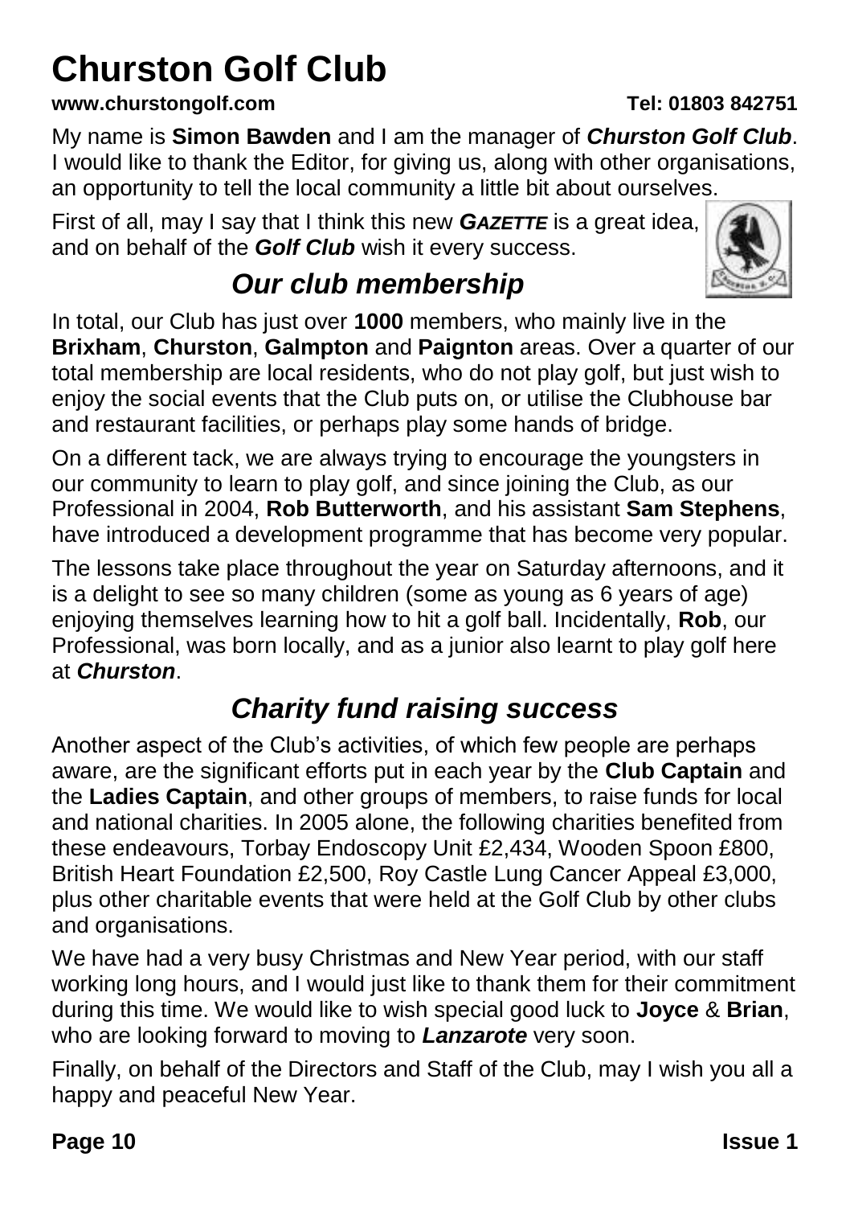# Churston Golf Club

**www.churstongolf.com** **Tel: 01803 842751**

My name is **Simon Bawden** and I am the manager of ***Churston Golf Club***. I would like to thank the Editor, for giving us, along with other organisations, an opportunity to tell the local community a little bit about ourselves.

First of all, may I say that I think this new ***GAZETTE*** is a great idea, and on behalf of the ***Golf Club*** wish it every success.

## *Our club membership*

In total, our Club has just over **1000** members, who mainly live in the **Brixham**, **Churston**, **Galmpton** and **Paignton** areas. Over a quarter of our total membership are local residents, who do not play golf, but just wish to enjoy the social events that the Club puts on, or utilise the Clubhouse bar and restaurant facilities, or perhaps play some hands of bridge.

On a different tack, we are always trying to encourage the youngsters in our community to learn to play golf, and since joining the Club, as our Professional in 2004, **Rob Butterworth**, and his assistant **Sam Stephens**, have introduced a development programme that has become very popular.

The lessons take place throughout the year on Saturday afternoons, and it is a delight to see so many children (some as young as 6 years of age) enjoying themselves learning how to hit a golf ball. Incidentally, **Rob**, our Professional, was born locally, and as a junior also learnt to play golf here at ***Churston***.

## *Charity fund raising success*

Another aspect of the Club's activities, of which few people are perhaps aware, are the significant efforts put in each year by the **Club Captain** and the **Ladies Captain**, and other groups of members, to raise funds for local and national charities. In 2005 alone, the following charities benefited from these endeavours, Torbay Endoscopy Unit £2,434, Wooden Spoon £800, British Heart Foundation £2,500, Roy Castle Lung Cancer Appeal £3,000, plus other charitable events that were held at the Golf Club by other clubs and organisations.

We have had a very busy Christmas and New Year period, with our staff working long hours, and I would just like to thank them for their commitment during this time. We would like to wish special good luck to **Joyce** & **Brian**, who are looking forward to moving to ***Lanzarote*** very soon.

Finally, on behalf of the Directors and Staff of the Club, may I wish you all a happy and peaceful New Year.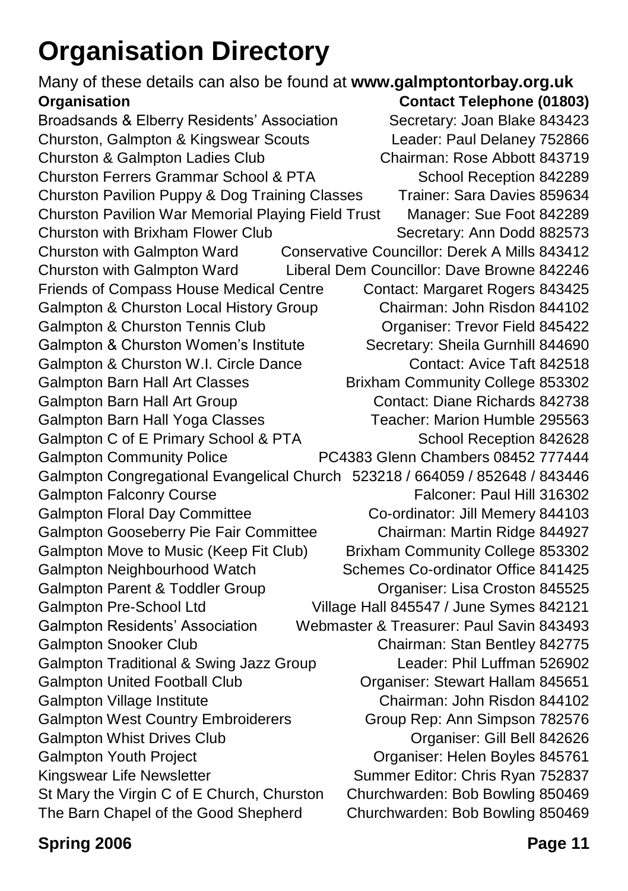# Organisation Directory

Many of these details can also be found at **www.galmptontorbay.org.uk**

| Organisation | Contact Telephone (01803) |
|---|---|
| Broadsands & Elberry Residents' Association | Secretary: Joan Blake 843423 |
| Churston, Galmpton & Kingswear Scouts | Leader: Paul Delaney 752866 |
| Churston & Galmpton Ladies Club | Chairman: Rose Abbott 843719 |
| Churston Ferrers Grammar School & PTA | School Reception 842289 |
| Churston Pavilion Puppy & Dog Training Classes | Trainer: Sara Davies 859634 |
| Churston Pavilion War Memorial Playing Field Trust | Manager: Sue Foot 842289 |
| Churston with Brixham Flower Club | Secretary: Ann Dodd 882573 |
| Churston with Galmpton Ward | Conservative Councillor: Derek A Mills 843412 |
| Churston with Galmpton Ward | Liberal Dem Councillor: Dave Browne 842246 |
| Friends of Compass House Medical Centre | Contact: Margaret Rogers 843425 |
| Galmpton & Churston Local History Group | Chairman: John Risdon 844102 |
| Galmpton & Churston Tennis Club | Organiser: Trevor Field 845422 |
| Galmpton & Churston Women's Institute | Secretary: Sheila Gurnhill 844690 |
| Galmpton & Churston W.I. Circle Dance | Contact: Avice Taft 842518 |
| Galmpton Barn Hall Art Classes | Brixham Community College 853302 |
| Galmpton Barn Hall Art Group | Contact: Diane Richards 842738 |
| Galmpton Barn Hall Yoga Classes | Teacher: Marion Humble 295563 |
| Galmpton C of E Primary School & PTA | School Reception 842628 |
| Galmpton Community Police | PC4383 Glenn Chambers 08452 777444 |
| Galmpton Congregational Evangelical Church | 523218 / 664059 / 852648 / 843446 |
| Galmpton Falconry Course | Falconer: Paul Hill 316302 |
| Galmpton Floral Day Committee | Co-ordinator: Jill Memery 844103 |
| Galmpton Gooseberry Pie Fair Committee | Chairman: Martin Ridge 844927 |
| Galmpton Move to Music (Keep Fit Club) | Brixham Community College 853302 |
| Galmpton Neighbourhood Watch | Schemes Co-ordinator Office 841425 |
| Galmpton Parent & Toddler Group | Organiser: Lisa Croston 845525 |
| Galmpton Pre-School Ltd | Village Hall 845547 / June Symes 842121 |
| Galmpton Residents' Association | Webmaster & Treasurer: Paul Savin 843493 |
| Galmpton Snooker Club | Chairman: Stan Bentley 842775 |
| Galmpton Traditional & Swing Jazz Group | Leader: Phil Luffman 526902 |
| Galmpton United Football Club | Organiser: Stewart Hallam 845651 |
| Galmpton Village Institute | Chairman: John Risdon 844102 |
| Galmpton West Country Embroiderers | Group Rep: Ann Simpson 782576 |
| Galmpton Whist Drives Club | Organiser: Gill Bell 842626 |
| Galmpton Youth Project | Organiser: Helen Boyles 845761 |
| Kingswear Life Newsletter | Summer Editor: Chris Ryan 752837 |
| St Mary the Virgin C of E Church, Churston | Churchwarden: Bob Bowling 850469 |
| The Barn Chapel of the Good Shepherd | Churchwarden: Bob Bowling 850469 |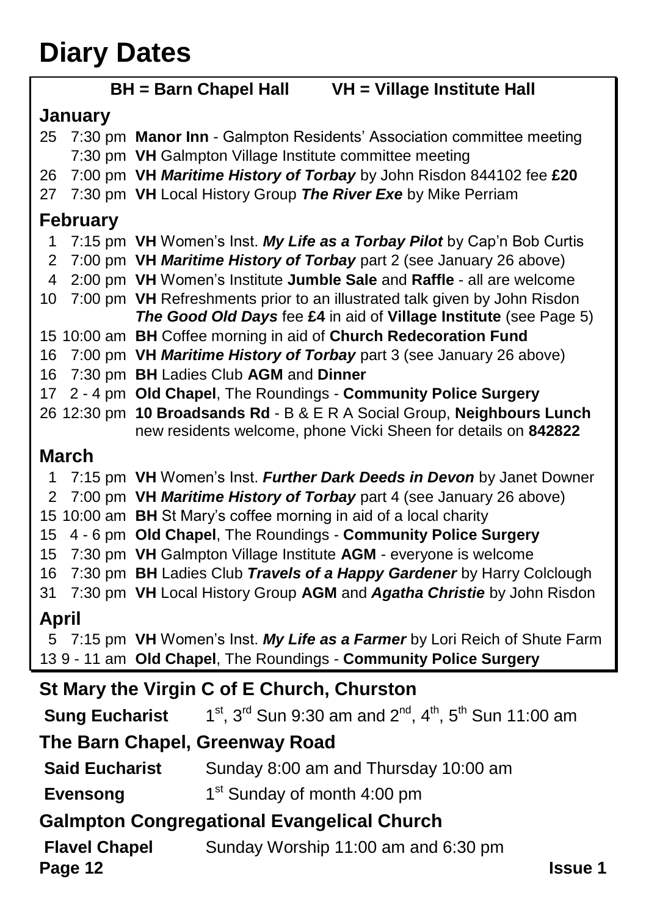# Diary Dates

**BH = Barn Chapel Hall** **VH = Village Institute Hall**

## January

| Date | Time | Event |
|---|---|---|
| 25 | 7:30 pm | **Manor Inn** - Galmpton Residents' Association committee meeting |
| | 7:30 pm | **VH** Galmpton Village Institute committee meeting |
| 26 | 7:00 pm | **VH** ***Maritime History of Torbay*** by John Risdon 844102 fee **£20** |
| 27 | 7:30 pm | **VH** Local History Group ***The River Exe*** by Mike Perriam |

## February

| Date | Time | Event |
|---|---|---|
| 1 | 7:15 pm | **VH** Women's Inst. ***My Life as a Torbay Pilot*** by Cap'n Bob Curtis |
| 2 | 7:00 pm | **VH** ***Maritime History of Torbay*** part 2 (see January 26 above) |
| 4 | 2:00 pm | **VH** Women's Institute **Jumble Sale** and **Raffle** - all are welcome |
| 10 | 7:00 pm | **VH** Refreshments prior to an illustrated talk given by John Risdon ***The Good Old Days*** fee **£4** in aid of **Village Institute** (see Page 5) |
| 15 | 10:00 am | **BH** Coffee morning in aid of **Church Redecoration Fund** |
| 16 | 7:00 pm | **VH** ***Maritime History of Torbay*** part 3 (see January 26 above) |
| 16 | 7:30 pm | **BH** Ladies Club **AGM** and **Dinner** |
| 17 | 2 - 4 pm | **Old Chapel**, The Roundings - **Community Police Surgery** |
| 26 | 12:30 pm | **10 Broadsands Rd** - B & E R A Social Group, **Neighbours Lunch** new residents welcome, phone Vicki Sheen for details on **842822** |

## March

| Date | Time | Event |
|---|---|---|
| 1 | 7:15 pm | **VH** Women's Inst. ***Further Dark Deeds in Devon*** by Janet Downer |
| 2 | 7:00 pm | **VH** ***Maritime History of Torbay*** part 4 (see January 26 above) |
| 15 | 10:00 am | **BH** St Mary's coffee morning in aid of a local charity |
| 15 | 4 - 6 pm | **Old Chapel**, The Roundings - **Community Police Surgery** |
| 15 | 7:30 pm | **VH** Galmpton Village Institute **AGM** - everyone is welcome |
| 16 | 7:30 pm | **BH** Ladies Club ***Travels of a Happy Gardener*** by Harry Colclough |
| 31 | 7:30 pm | **VH** Local History Group **AGM** and ***Agatha Christie*** by John Risdon |

## April

| Date | Time | Event |
|---|---|---|
| 5 | 7:15 pm | **VH** Women's Inst. ***My Life as a Farmer*** by Lori Reich of Shute Farm |
| 13 | 9 - 11 am | **Old Chapel**, The Roundings - **Community Police Surgery** |

## St Mary the Virgin C of E Church, Churston

**Sung Eucharist** 1st, 3rd Sun 9:30 am and 2nd, 4th, 5th Sun 11:00 am

## The Barn Chapel, Greenway Road

**Said Eucharist** Sunday 8:00 am and Thursday 10:00 am

**Evensong** 1st Sunday of month 4:00 pm

## Galmpton Congregational Evangelical Church

**Flavel Chapel** Sunday Worship 11:00 am and 6:30 pm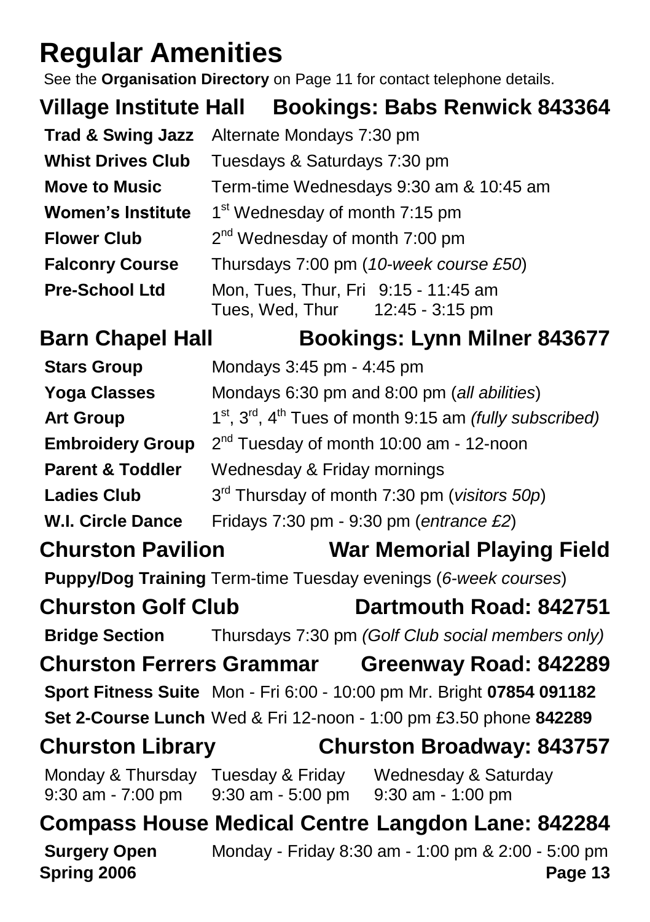# Regular Amenities

See the **Organisation Directory** on Page 11 for contact telephone details.

## Village Institute Hall — Bookings: Babs Renwick 843364

| | |
|---|---|
| **Trad & Swing Jazz** | Alternate Mondays 7:30 pm |
| **Whist Drives Club** | Tuesdays & Saturdays 7:30 pm |
| **Move to Music** | Term-time Wednesdays 9:30 am & 10:45 am |
| **Women's Institute** | 1st Wednesday of month 7:15 pm |
| **Flower Club** | 2nd Wednesday of month 7:00 pm |
| **Falconry Course** | Thursdays 7:00 pm (*10-week course £50*) |
| **Pre-School Ltd** | Mon, Tues, Thur, Fri 9:15 - 11:45 am<br>Tues, Wed, Thur 12:45 - 3:15 pm |

## Barn Chapel Hall — Bookings: Lynn Milner 843677

| | |
|---|---|
| **Stars Group** | Mondays 3:45 pm - 4:45 pm |
| **Yoga Classes** | Mondays 6:30 pm and 8:00 pm (*all abilities*) |
| **Art Group** | 1st, 3rd, 4th Tues of month 9:15 am *(fully subscribed)* |
| **Embroidery Group** | 2nd Tuesday of month 10:00 am - 12-noon |
| **Parent & Toddler** | Wednesday & Friday mornings |
| **Ladies Club** | 3rd Thursday of month 7:30 pm (*visitors 50p*) |
| **W.I. Circle Dance** | Fridays 7:30 pm - 9:30 pm (*entrance £2*) |

## Churston Pavilion — War Memorial Playing Field

**Puppy/Dog Training** Term-time Tuesday evenings (*6-week courses*)

## Churston Golf Club — Dartmouth Road: 842751

**Bridge Section** Thursdays 7:30 pm *(Golf Club social members only)*

## Churston Ferrers Grammar — Greenway Road: 842289

| | |
|---|---|
| **Sport Fitness Suite** | Mon - Fri 6:00 - 10:00 pm Mr. Bright **07854 091182** |
| **Set 2-Course Lunch** | Wed & Fri 12-noon - 1:00 pm £3.50 phone **842289** |

## Churston Library — Churston Broadway: 843757

| Monday & Thursday | Tuesday & Friday | Wednesday & Saturday |
|---|---|---|
| 9:30 am - 7:00 pm | 9:30 am - 5:00 pm | 9:30 am - 1:00 pm |

## Compass House Medical Centre Langdon Lane: 842284

**Surgery Open** Monday - Friday 8:30 am - 1:00 pm & 2:00 - 5:00 pm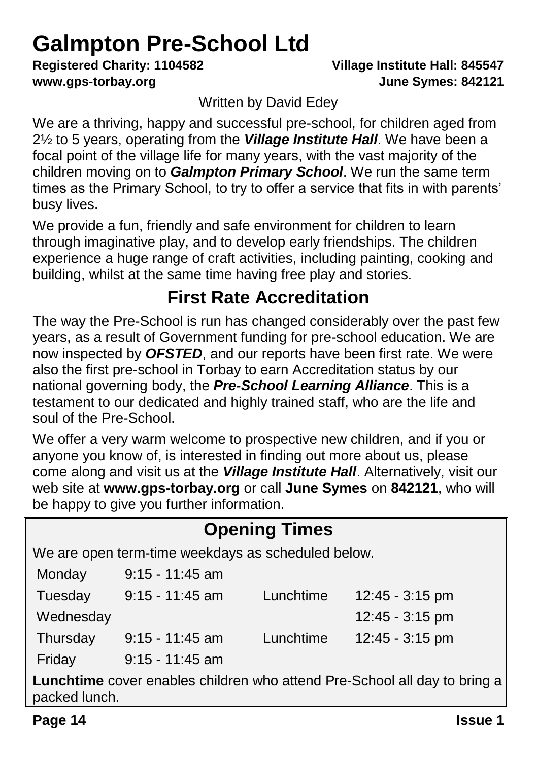# Galmpton Pre-School Ltd

**Registered Charity: 1104582** **Village Institute Hall: 845547**

**www.gps-torbay.org** **June Symes: 842121**

Written by David Edey

We are a thriving, happy and successful pre-school, for children aged from 2½ to 5 years, operating from the ***Village Institute Hall***. We have been a focal point of the village life for many years, with the vast majority of the children moving on to ***Galmpton Primary School***. We run the same term times as the Primary School, to try to offer a service that fits in with parents' busy lives.

We provide a fun, friendly and safe environment for children to learn through imaginative play, and to develop early friendships. The children experience a huge range of craft activities, including painting, cooking and building, whilst at the same time having free play and stories.

## First Rate Accreditation

The way the Pre-School is run has changed considerably over the past few years, as a result of Government funding for pre-school education. We are now inspected by ***OFSTED***, and our reports have been first rate. We were also the first pre-school in Torbay to earn Accreditation status by our national governing body, the ***Pre-School Learning Alliance***. This is a testament to our dedicated and highly trained staff, who are the life and soul of the Pre-School.

We offer a very warm welcome to prospective new children, and if you or anyone you know of, is interested in finding out more about us, please come along and visit us at the ***Village Institute Hall***. Alternatively, visit our web site at **www.gps-torbay.org** or call **June Symes** on **842121**, who will be happy to give you further information.

## Opening Times

We are open term-time weekdays as scheduled below.

| | | | |
|---|---|---|---|
| Monday | 9:15 - 11:45 am | | |
| Tuesday | 9:15 - 11:45 am | Lunchtime | 12:45 - 3:15 pm |
| Wednesday | | | 12:45 - 3:15 pm |
| Thursday | 9:15 - 11:45 am | Lunchtime | 12:45 - 3:15 pm |
| Friday | 9:15 - 11:45 am | | |

**Lunchtime** cover enables children who attend Pre-School all day to bring a packed lunch.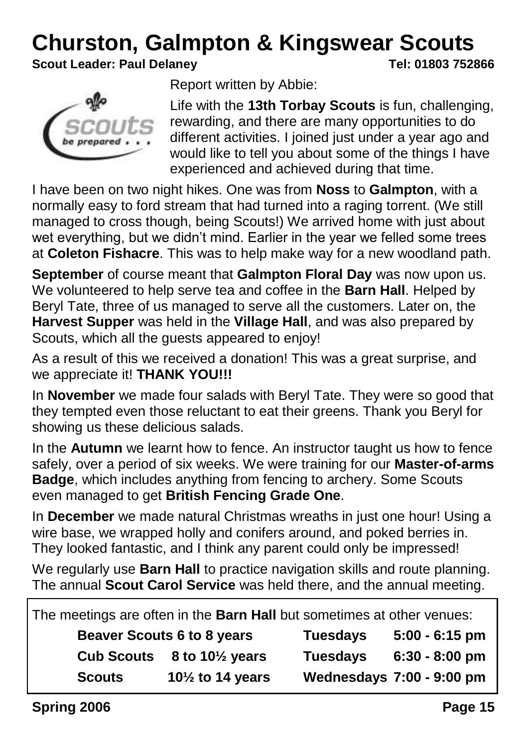# Churston, Galmpton & Kingswear Scouts

**Scout Leader: Paul Delaney** **Tel: 01803 752866**

Report written by Abbie:

Life with the **13th Torbay Scouts** is fun, challenging, rewarding, and there are many opportunities to do different activities. I joined just under a year ago and would like to tell you about some of the things I have experienced and achieved during that time.

I have been on two night hikes. One was from **Noss** to **Galmpton**, with a normally easy to ford stream that had turned into a raging torrent. (We still managed to cross though, being Scouts!) We arrived home with just about wet everything, but we didn't mind. Earlier in the year we felled some trees at **Coleton Fishacre**. This was to help make way for a new woodland path.

**September** of course meant that **Galmpton Floral Day** was now upon us. We volunteered to help serve tea and coffee in the **Barn Hall**. Helped by Beryl Tate, three of us managed to serve all the customers. Later on, the **Harvest Supper** was held in the **Village Hall**, and was also prepared by Scouts, which all the guests appeared to enjoy!

As a result of this we received a donation! This was a great surprise, and we appreciate it! **THANK YOU!!!**

In **November** we made four salads with Beryl Tate. They were so good that they tempted even those reluctant to eat their greens. Thank you Beryl for showing us these delicious salads.

In the **Autumn** we learnt how to fence. An instructor taught us how to fence safely, over a period of six weeks. We were training for our **Master-of-arms Badge**, which includes anything from fencing to archery. Some Scouts even managed to get **British Fencing Grade One**.

In **December** we made natural Christmas wreaths in just one hour! Using a wire base, we wrapped holly and conifers around, and poked berries in. They looked fantastic, and I think any parent could only be impressed!

We regularly use **Barn Hall** to practice navigation skills and route planning. The annual **Scout Carol Service** was held there, and the annual meeting.

The meetings are often in the **Barn Hall** but sometimes at other venues:

| | | | |
|---|---|---|---|
| **Beaver Scouts** | **6 to 8 years** | **Tuesdays** | **5:00 - 6:15 pm** |
| **Cub Scouts** | **8 to 10½ years** | **Tuesdays** | **6:30 - 8:00 pm** |
| **Scouts** | **10½ to 14 years** | **Wednesdays** | **7:00 - 9:00 pm** |

**Spring 2006**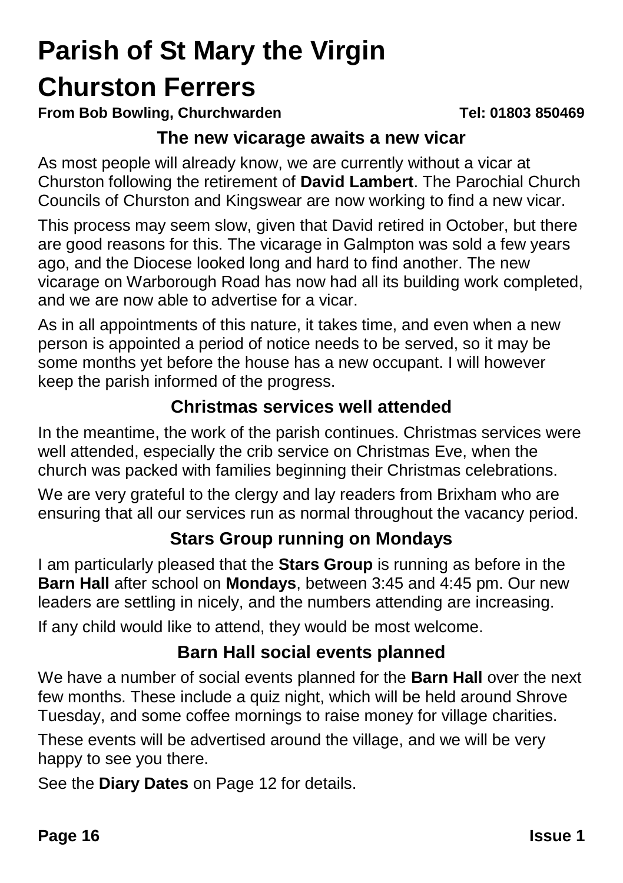# Parish of St Mary the Virgin

# Churston Ferrers

**From Bob Bowling, Churchwarden** **Tel: 01803 850469**

## The new vicarage awaits a new vicar

As most people will already know, we are currently without a vicar at Churston following the retirement of **David Lambert**. The Parochial Church Councils of Churston and Kingswear are now working to find a new vicar.

This process may seem slow, given that David retired in October, but there are good reasons for this. The vicarage in Galmpton was sold a few years ago, and the Diocese looked long and hard to find another. The new vicarage on Warborough Road has now had all its building work completed, and we are now able to advertise for a vicar.

As in all appointments of this nature, it takes time, and even when a new person is appointed a period of notice needs to be served, so it may be some months yet before the house has a new occupant. I will however keep the parish informed of the progress.

## Christmas services well attended

In the meantime, the work of the parish continues. Christmas services were well attended, especially the crib service on Christmas Eve, when the church was packed with families beginning their Christmas celebrations.

We are very grateful to the clergy and lay readers from Brixham who are ensuring that all our services run as normal throughout the vacancy period.

## Stars Group running on Mondays

I am particularly pleased that the **Stars Group** is running as before in the **Barn Hall** after school on **Mondays**, between 3:45 and 4:45 pm. Our new leaders are settling in nicely, and the numbers attending are increasing.

If any child would like to attend, they would be most welcome.

## Barn Hall social events planned

We have a number of social events planned for the **Barn Hall** over the next few months. These include a quiz night, which will be held around Shrove Tuesday, and some coffee mornings to raise money for village charities.

These events will be advertised around the village, and we will be very happy to see you there.

See the **Diary Dates** on Page 12 for details.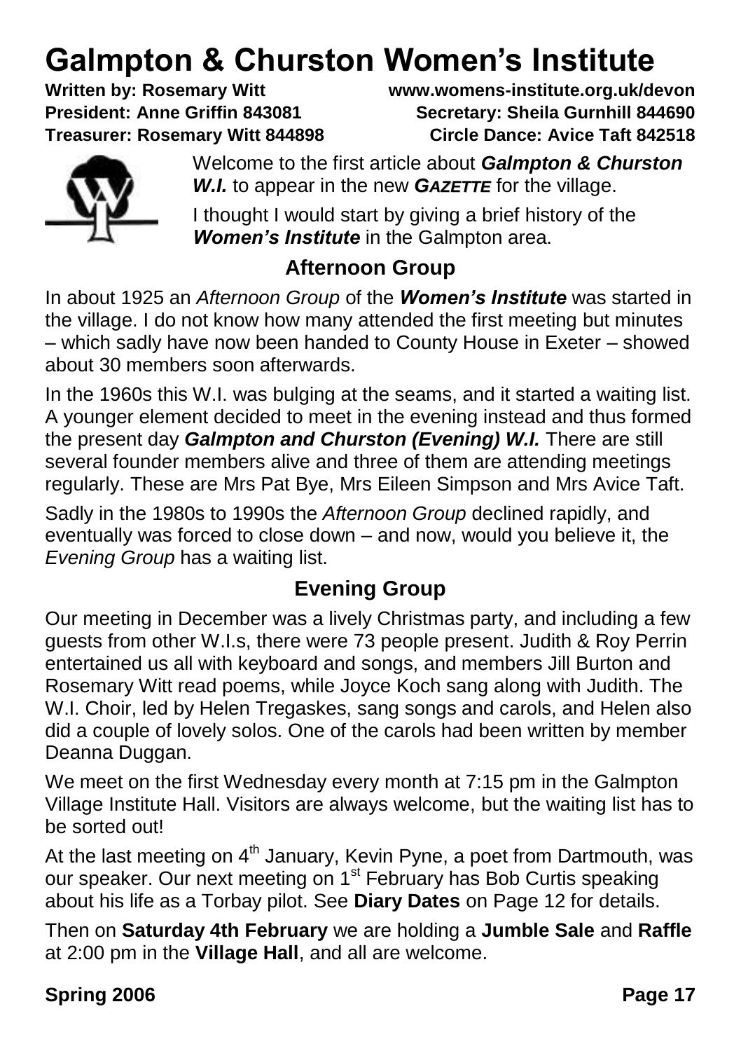# Galmpton & Churston Women's Institute

**Written by: Rosemary Witt** **www.womens-institute.org.uk/devon**
**President: Anne Griffin 843081** **Secretary: Sheila Gurnhill 844690**
**Treasurer: Rosemary Witt 844898** **Circle Dance: Avice Taft 842518**

Welcome to the first article about ***Galmpton & Churston W.I.*** to appear in the new ***GAZETTE*** for the village.

I thought I would start by giving a brief history of the ***Women's Institute*** in the Galmpton area.

## Afternoon Group

In about 1925 an *Afternoon Group* of the ***Women's Institute*** was started in the village. I do not know how many attended the first meeting but minutes – which sadly have now been handed to County House in Exeter – showed about 30 members soon afterwards.

In the 1960s this W.I. was bulging at the seams, and it started a waiting list. A younger element decided to meet in the evening instead and thus formed the present day ***Galmpton and Churston (Evening) W.I.*** There are still several founder members alive and three of them are attending meetings regularly. These are Mrs Pat Bye, Mrs Eileen Simpson and Mrs Avice Taft.

Sadly in the 1980s to 1990s the *Afternoon Group* declined rapidly, and eventually was forced to close down – and now, would you believe it, the *Evening Group* has a waiting list.

## Evening Group

Our meeting in December was a lively Christmas party, and including a few guests from other W.I.s, there were 73 people present. Judith & Roy Perrin entertained us all with keyboard and songs, and members Jill Burton and Rosemary Witt read poems, while Joyce Koch sang along with Judith. The W.I. Choir, led by Helen Tregaskes, sang songs and carols, and Helen also did a couple of lovely solos. One of the carols had been written by member Deanna Duggan.

We meet on the first Wednesday every month at 7:15 pm in the Galmpton Village Institute Hall. Visitors are always welcome, but the waiting list has to be sorted out!

At the last meeting on 4th January, Kevin Pyne, a poet from Dartmouth, was our speaker. Our next meeting on 1st February has Bob Curtis speaking about his life as a Torbay pilot. See **Diary Dates** on Page 12 for details.

Then on **Saturday 4th February** we are holding a **Jumble Sale** and **Raffle** at 2:00 pm in the **Village Hall**, and all are welcome.

**Spring 2006**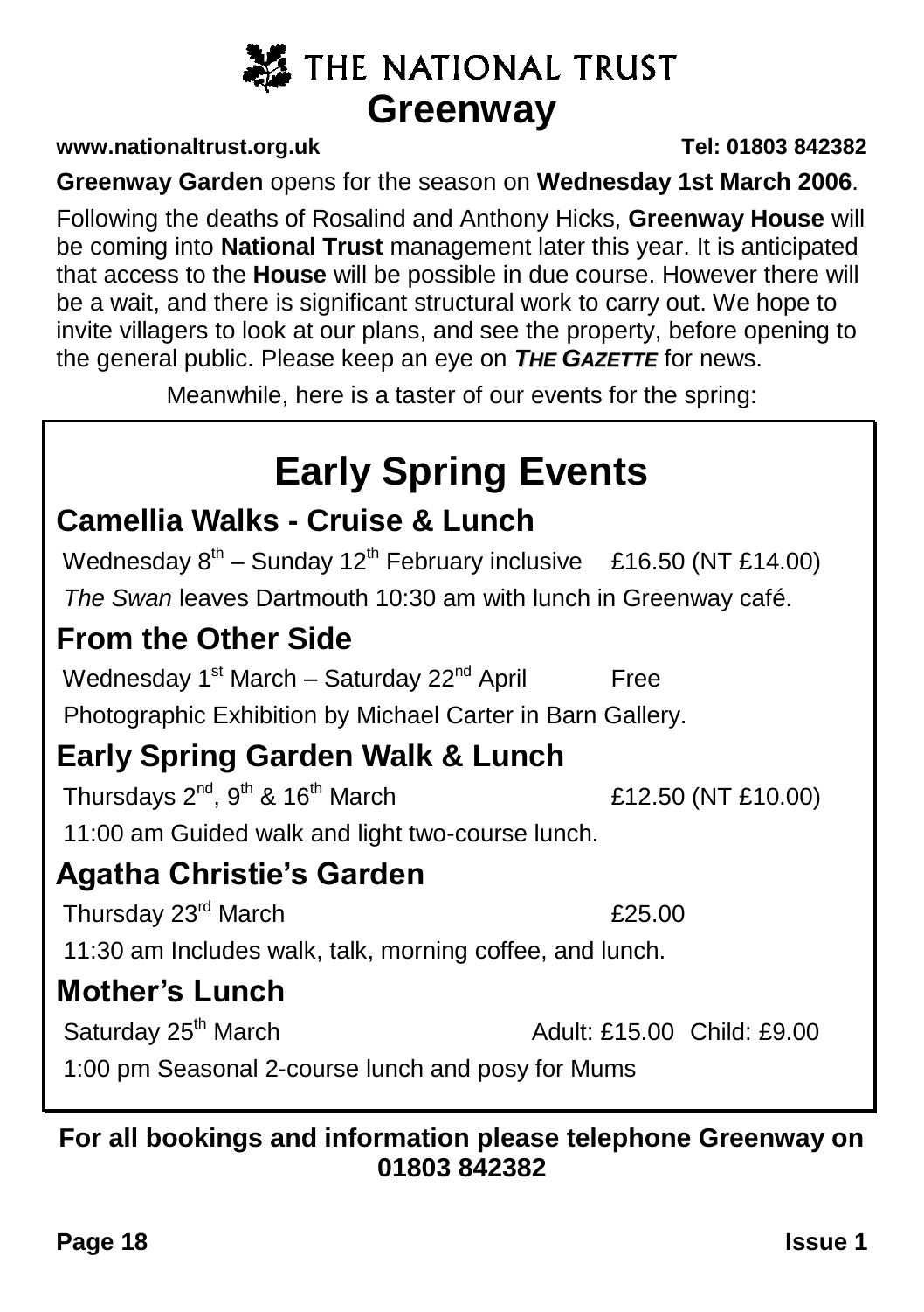# THE NATIONAL TRUST

# Greenway

**www.nationaltrust.org.uk** **Tel: 01803 842382**

**Greenway Garden** opens for the season on **Wednesday 1st March 2006**.

Following the deaths of Rosalind and Anthony Hicks, **Greenway House** will be coming into **National Trust** management later this year. It is anticipated that access to the **House** will be possible in due course. However there will be a wait, and there is significant structural work to carry out. We hope to invite villagers to look at our plans, and see the property, before opening to the general public. Please keep an eye on ***THE GAZETTE*** for news.

Meanwhile, here is a taster of our events for the spring:

## Early Spring Events

### Camellia Walks - Cruise & Lunch

Wednesday 8th – Sunday 12th February inclusive £16.50 (NT £14.00)

*The Swan* leaves Dartmouth 10:30 am with lunch in Greenway café.

### From the Other Side

Wednesday 1st March – Saturday 22nd April Free

Photographic Exhibition by Michael Carter in Barn Gallery.

### Early Spring Garden Walk & Lunch

Thursdays 2nd, 9th & 16th March £12.50 (NT £10.00)

11:00 am Guided walk and light two-course lunch.

### Agatha Christie's Garden

Thursday 23rd March £25.00

11:30 am Includes walk, talk, morning coffee, and lunch.

### Mother's Lunch

Saturday 25th March Adult: £15.00 Child: £9.00

1:00 pm Seasonal 2-course lunch and posy for Mums

**For all bookings and information please telephone Greenway on 01803 842382**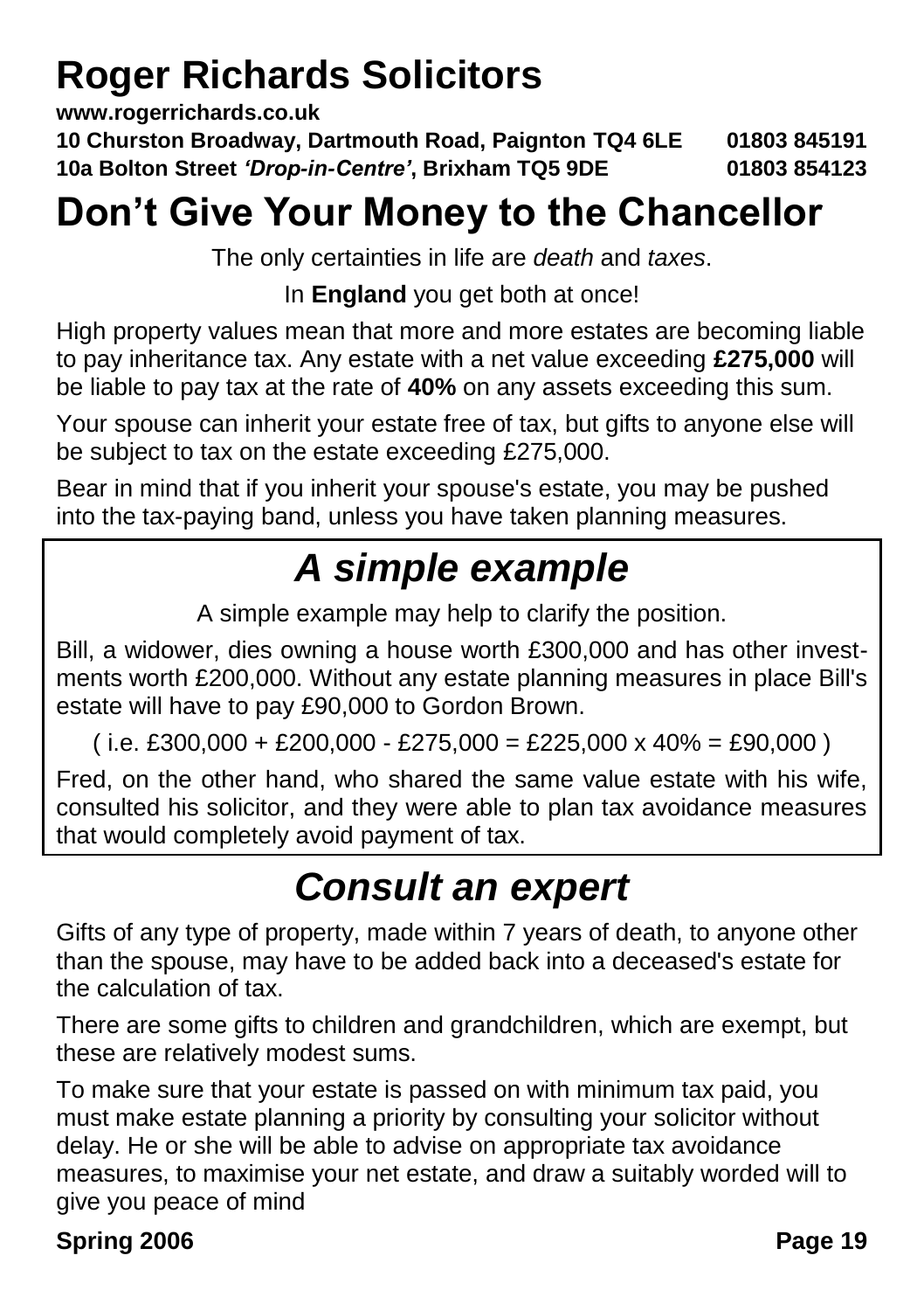# Roger Richards Solicitors

**www.rogerrichards.co.uk**

**10 Churston Broadway, Dartmouth Road, Paignton TQ4 6LE  01803 845191**

**10a Bolton Street *'Drop-in-Centre'*, Brixham TQ5 9DE  01803 854123**

# Don't Give Your Money to the Chancellor

The only certainties in life are *death* and *taxes*.

In **England** you get both at once!

High property values mean that more and more estates are becoming liable to pay inheritance tax. Any estate with a net value exceeding **£275,000** will be liable to pay tax at the rate of **40%** on any assets exceeding this sum.

Your spouse can inherit your estate free of tax, but gifts to anyone else will be subject to tax on the estate exceeding £275,000.

Bear in mind that if you inherit your spouse's estate, you may be pushed into the tax-paying band, unless you have taken planning measures.

## *A simple example*

A simple example may help to clarify the position.

Bill, a widower, dies owning a house worth £300,000 and has other investments worth £200,000. Without any estate planning measures in place Bill's estate will have to pay £90,000 to Gordon Brown.

( i.e. £300,000 + £200,000 - £275,000 = £225,000 x 40% = £90,000 )

Fred, on the other hand, who shared the same value estate with his wife, consulted his solicitor, and they were able to plan tax avoidance measures that would completely avoid payment of tax.

## *Consult an expert*

Gifts of any type of property, made within 7 years of death, to anyone other than the spouse, may have to be added back into a deceased's estate for the calculation of tax.

There are some gifts to children and grandchildren, which are exempt, but these are relatively modest sums.

To make sure that your estate is passed on with minimum tax paid, you must make estate planning a priority by consulting your solicitor without delay. He or she will be able to advise on appropriate tax avoidance measures, to maximise your net estate, and draw a suitably worded will to give you peace of mind

**Spring 2006**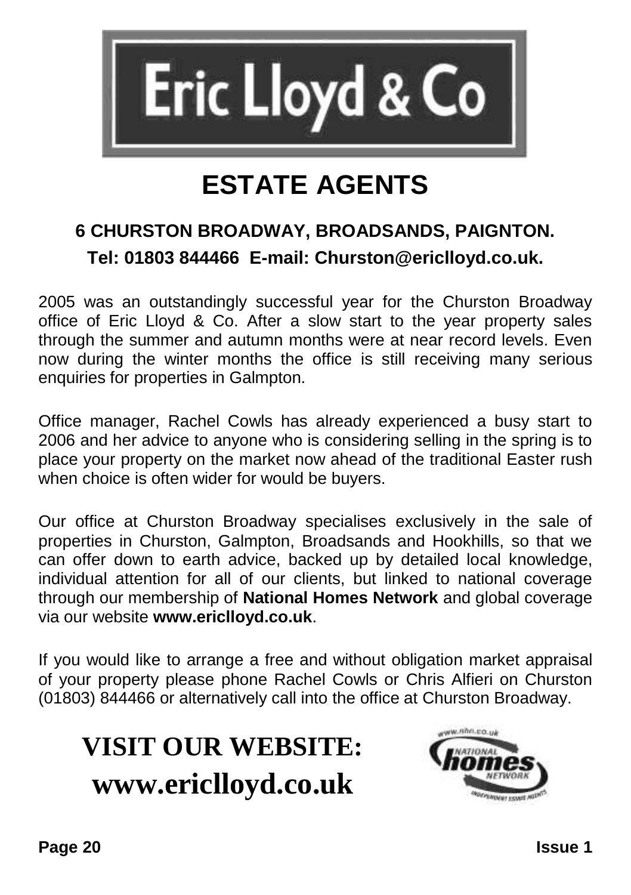# Eric Lloyd & Co

## ESTATE AGENTS

**6 CHURSTON BROADWAY, BROADSANDS, PAIGNTON.**

**Tel: 01803 844466 E-mail: Churston@ericlloyd.co.uk.**

2005 was an outstandingly successful year for the Churston Broadway office of Eric Lloyd & Co. After a slow start to the year property sales through the summer and autumn months were at near record levels. Even now during the winter months the office is still receiving many serious enquiries for properties in Galmpton.

Office manager, Rachel Cowls has already experienced a busy start to 2006 and her advice to anyone who is considering selling in the spring is to place your property on the market now ahead of the traditional Easter rush when choice is often wider for would be buyers.

Our office at Churston Broadway specialises exclusively in the sale of properties in Churston, Galmpton, Broadsands and Hookhills, so that we can offer down to earth advice, backed up by detailed local knowledge, individual attention for all of our clients, but linked to national coverage through our membership of **National Homes Network** and global coverage via our website **www.ericlloyd.co.uk**.

If you would like to arrange a free and without obligation market appraisal of your property please phone Rachel Cowls or Chris Alfieri on Churston (01803) 844466 or alternatively call into the office at Churston Broadway.

**VISIT OUR WEBSITE:**
**www.ericlloyd.co.uk**

www.nhn.co.uk NATIONAL homes NETWORK INDEPENDENT ESTATE AGENTS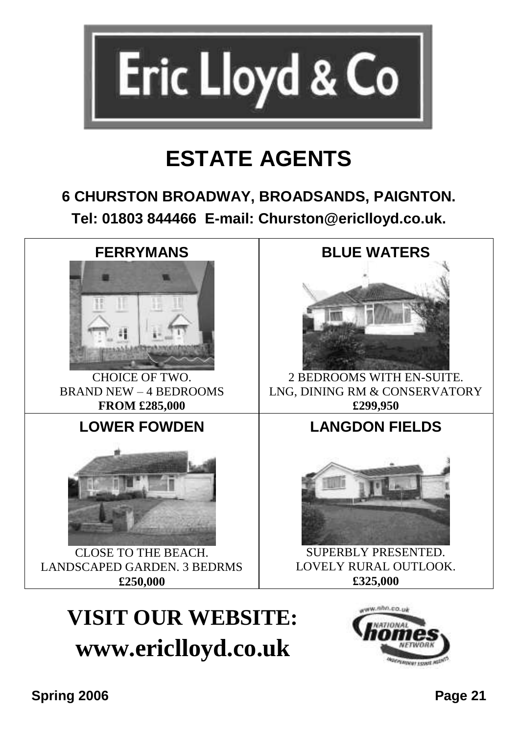# Eric Lloyd & Co

## ESTATE AGENTS

**6 CHURSTON BROADWAY, BROADSANDS, PAIGNTON.**

**Tel: 01803 844466 E-mail: Churston@ericlloyd.co.uk.**

| FERRYMANS | BLUE WATERS |
|---|---|
| CHOICE OF TWO.<br>BRAND NEW – 4 BEDROOMS<br>**FROM £285,000** | 2 BEDROOMS WITH EN-SUITE.<br>LNG, DINING RM & CONSERVATORY<br>**£299,950** |
| **LOWER FOWDEN** | **LANGDON FIELDS** |
| CLOSE TO THE BEACH.<br>LANDSCAPED GARDEN. 3 BEDRMS<br>**£250,000** | SUPERBLY PRESENTED.<br>LOVELY RURAL OUTLOOK.<br>**£325,000** |

**VISIT OUR WEBSITE:**
**www.ericlloyd.co.uk**

www.nhn.co.uk NATIONAL homes NETWORK INDEPENDENT ESTATE AGENTS

Spring 2006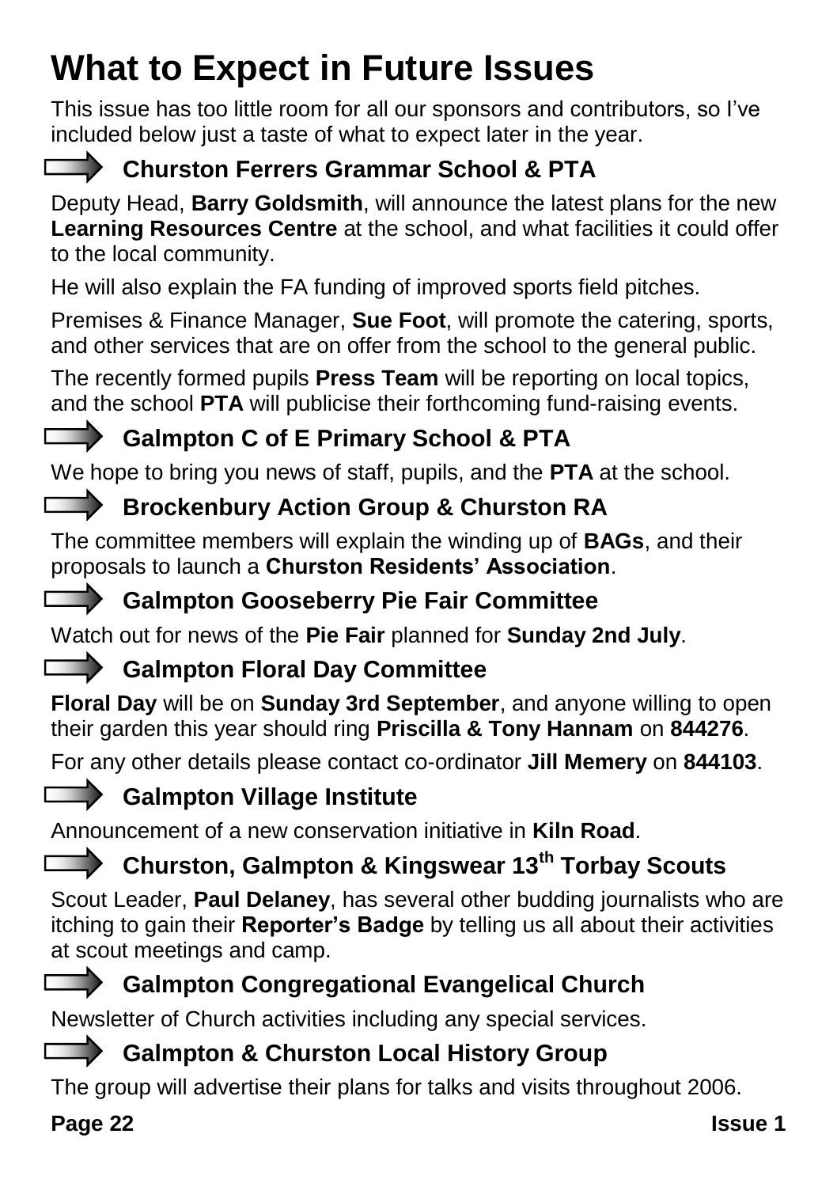# What to Expect in Future Issues

This issue has too little room for all our sponsors and contributors, so I've included below just a taste of what to expect later in the year.

## Churston Ferrers Grammar School & PTA

Deputy Head, **Barry Goldsmith**, will announce the latest plans for the new **Learning Resources Centre** at the school, and what facilities it could offer to the local community.

He will also explain the FA funding of improved sports field pitches.

Premises & Finance Manager, **Sue Foot**, will promote the catering, sports, and other services that are on offer from the school to the general public.

The recently formed pupils **Press Team** will be reporting on local topics, and the school **PTA** will publicise their forthcoming fund-raising events.

## Galmpton C of E Primary School & PTA

We hope to bring you news of staff, pupils, and the **PTA** at the school.

## Brockenbury Action Group & Churston RA

The committee members will explain the winding up of **BAGs**, and their proposals to launch a **Churston Residents' Association**.

## Galmpton Gooseberry Pie Fair Committee

Watch out for news of the **Pie Fair** planned for **Sunday 2nd July**.

## Galmpton Floral Day Committee

**Floral Day** will be on **Sunday 3rd September**, and anyone willing to open their garden this year should ring **Priscilla & Tony Hannam** on **844276**.

For any other details please contact co-ordinator **Jill Memery** on **844103**.

## Galmpton Village Institute

Announcement of a new conservation initiative in **Kiln Road**.

## Churston, Galmpton & Kingswear 13th Torbay Scouts

Scout Leader, **Paul Delaney**, has several other budding journalists who are itching to gain their **Reporter's Badge** by telling us all about their activities at scout meetings and camp.

## Galmpton Congregational Evangelical Church

Newsletter of Church activities including any special services.

## Galmpton & Churston Local History Group

The group will advertise their plans for talks and visits throughout 2006.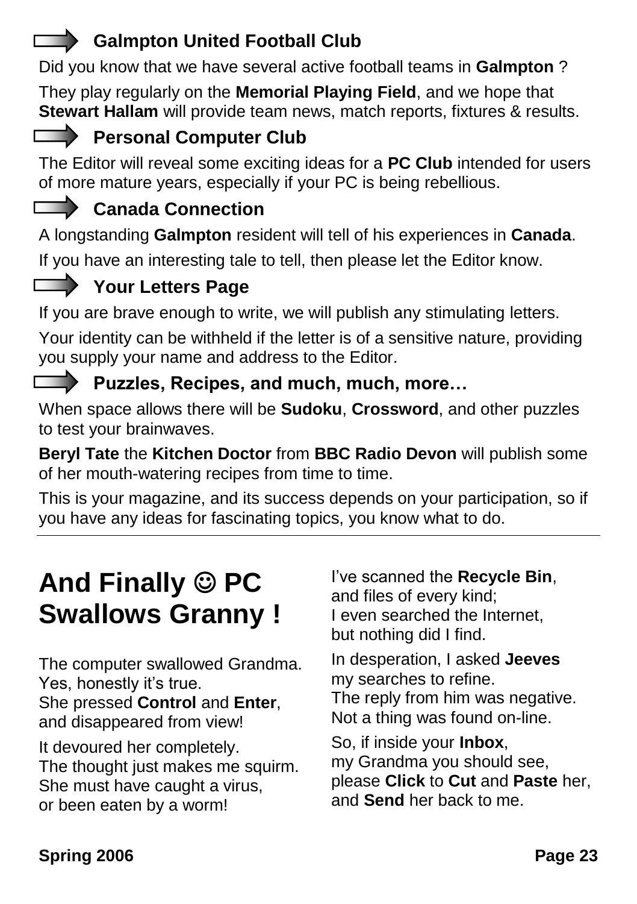### Galmpton United Football Club

Did you know that we have several active football teams in **Galmpton** ?

They play regularly on the **Memorial Playing Field**, and we hope that **Stewart Hallam** will provide team news, match reports, fixtures & results.

### Personal Computer Club

The Editor will reveal some exciting ideas for a **PC Club** intended for users of more mature years, especially if your PC is being rebellious.

### Canada Connection

A longstanding **Galmpton** resident will tell of his experiences in **Canada**.

If you have an interesting tale to tell, then please let the Editor know.

### Your Letters Page

If you are brave enough to write, we will publish any stimulating letters.

Your identity can be withheld if the letter is of a sensitive nature, providing you supply your name and address to the Editor.

### Puzzles, Recipes, and much, much, more…

When space allows there will be **Sudoku**, **Crossword**, and other puzzles to test your brainwaves.

**Beryl Tate** the **Kitchen Doctor** from **BBC Radio Devon** will publish some of her mouth-watering recipes from time to time.

This is your magazine, and its success depends on your participation, so if you have any ideas for fascinating topics, you know what to do.

---

# And Finally ☺ PC Swallows Granny !

The computer swallowed Grandma.  
Yes, honestly it's true.  
She pressed **Control** and **Enter**,  
and disappeared from view!

It devoured her completely.  
The thought just makes me squirm.  
She must have caught a virus,  
or been eaten by a worm!

I've scanned the **Recycle Bin**,  
and files of every kind;  
I even searched the Internet,  
but nothing did I find.

In desperation, I asked **Jeeves**  
my searches to refine.  
The reply from him was negative.  
Not a thing was found on-line.

So, if inside your **Inbox**,  
my Grandma you should see,  
please **Click** to **Cut** and **Paste** her,  
and **Send** her back to me.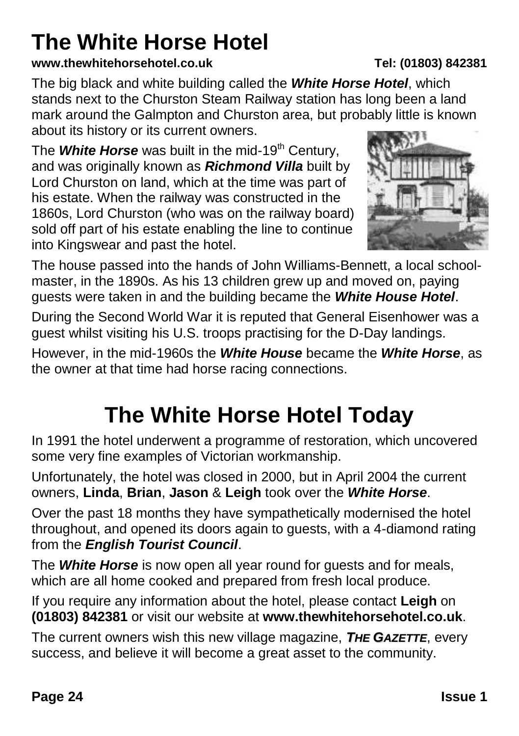# The White Horse Hotel

**www.thewhitehorsehotel.co.uk** **Tel: (01803) 842381**

The big black and white building called the ***White Horse Hotel***, which stands next to the Churston Steam Railway station has long been a land mark around the Galmpton and Churston area, but probably little is known about its history or its current owners.

The ***White Horse*** was built in the mid-19th Century, and was originally known as ***Richmond Villa*** built by Lord Churston on land, which at the time was part of his estate. When the railway was constructed in the 1860s, Lord Churston (who was on the railway board) sold off part of his estate enabling the line to continue into Kingswear and past the hotel.

The house passed into the hands of John Williams-Bennett, a local school-master, in the 1890s. As his 13 children grew up and moved on, paying guests were taken in and the building became the ***White House Hotel***.

During the Second World War it is reputed that General Eisenhower was a guest whilst visiting his U.S. troops practising for the D-Day landings.

However, in the mid-1960s the ***White House*** became the ***White Horse***, as the owner at that time had horse racing connections.

# The White Horse Hotel Today

In 1991 the hotel underwent a programme of restoration, which uncovered some very fine examples of Victorian workmanship.

Unfortunately, the hotel was closed in 2000, but in April 2004 the current owners, **Linda**, **Brian**, **Jason** & **Leigh** took over the ***White Horse***.

Over the past 18 months they have sympathetically modernised the hotel throughout, and opened its doors again to guests, with a 4-diamond rating from the ***English Tourist Council***.

The ***White Horse*** is now open all year round for guests and for meals, which are all home cooked and prepared from fresh local produce.

If you require any information about the hotel, please contact **Leigh** on **(01803) 842381** or visit our website at **www.thewhitehorsehotel.co.uk**.

The current owners wish this new village magazine, ***THE GAZETTE***, every success, and believe it will become a great asset to the community.